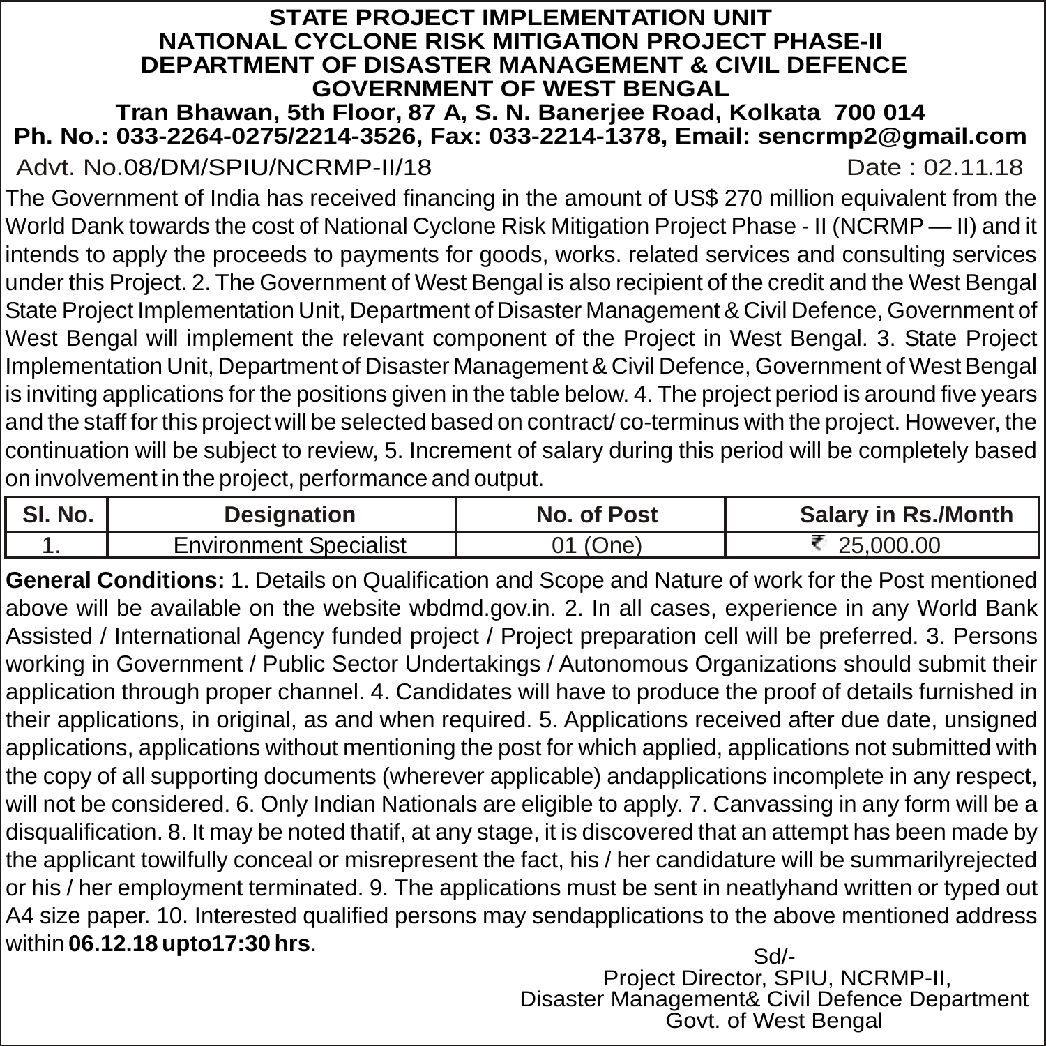# STATE PROJECT IMPLEMENTATION UNIT
# NATIONAL CYCLONE RISK MITIGATION PROJECT PHASE-II
# DEPARTMENT OF DISASTER MANAGEMENT & CIVIL DEFENCE
# GOVERNMENT OF WEST BENGAL

**Tran Bhawan, 5th Floor, 87 A, S. N. Banerjee Road, Kolkata 700 014**

**Ph. No.: 033-2264-0275/2214-3526, Fax: 033-2214-1378, Email: sencrmp2@gmail.com**

Advt. No.08/DM/SPIU/NCRMP-II/18 Date : 02.11.18

The Government of India has received financing in the amount of US$ 270 million equivalent from the World Dank towards the cost of National Cyclone Risk Mitigation Project Phase - II (NCRMP — II) and it intends to apply the proceeds to payments for goods, works. related services and consulting services under this Project. 2. The Government of West Bengal is also recipient of the credit and the West Bengal State Project Implementation Unit, Department of Disaster Management & Civil Defence, Government of West Bengal will implement the relevant component of the Project in West Bengal. 3. State Project Implementation Unit, Department of Disaster Management & Civil Defence, Government of West Bengal is inviting applications for the positions given in the table below. 4. The project period is around five years and the staff for this project will be selected based on contract/ co-terminus with the project. However, the continuation will be subject to review, 5. Increment of salary during this period will be completely based on involvement in the project, performance and output.

| Sl. No. | Designation | No. of Post | Salary in Rs./Month |
|---|---|---|---|
| 1. | Environment Specialist | 01 (One) | ₹ 25,000.00 |

**General Conditions:** 1. Details on Qualification and Scope and Nature of work for the Post mentioned above will be available on the website wbdmd.gov.in. 2. In all cases, experience in any World Bank Assisted / International Agency funded project / Project preparation cell will be preferred. 3. Persons working in Government / Public Sector Undertakings / Autonomous Organizations should submit their application through proper channel. 4. Candidates will have to produce the proof of details furnished in their applications, in original, as and when required. 5. Applications received after due date, unsigned applications, applications without mentioning the post for which applied, applications not submitted with the copy of all supporting documents (wherever applicable) andapplications incomplete in any respect, will not be considered. 6. Only Indian Nationals are eligible to apply. 7. Canvassing in any form will be a disqualification. 8. It may be noted thatif, at any stage, it is discovered that an attempt has been made by the applicant towilfully conceal or misrepresent the fact, his / her candidature will be summarilyrejected or his / her employment terminated. 9. The applications must be sent in neatlyhand written or typed out A4 size paper. 10. Interested qualified persons may sendapplications to the above mentioned address within **06.12.18 upto17:30 hrs**.

Sd/-
Project Director, SPIU, NCRMP-II,
Disaster Management& Civil Defence Department
Govt. of West Bengal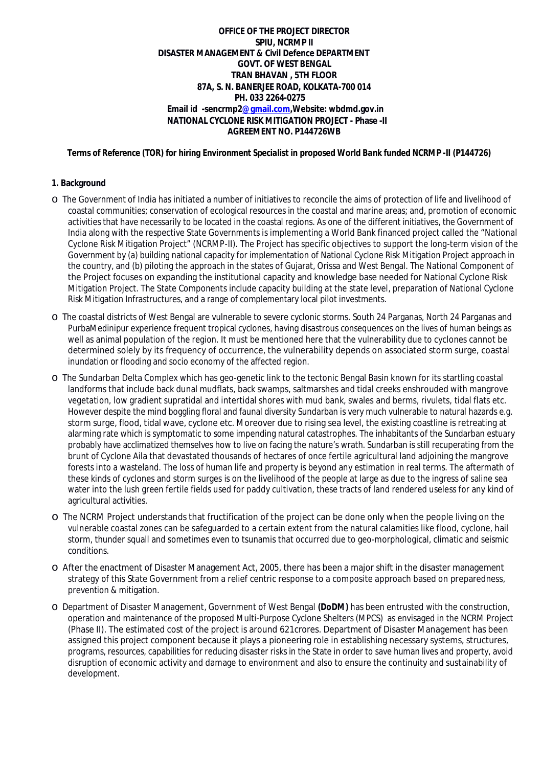**OFFICE OF THE PROJECT DIRECTOR**
**SPIU, NCRMP II**
**DISASTER MANAGEMENT & Civil Defence DEPARTMENT**
**GOVT. OF WEST BENGAL**
**TRAN BHAVAN , 5TH FLOOR**
**87A, S. N. BANERJEE ROAD, KOLKATA-700 014**
**PH. 033 2264-0275**
**Email id -sencrmp2@gmail.com,Website: wbdmd.gov.in**
**NATIONAL CYCLONE RISK MITIGATION PROJECT - Phase -II**
**AGREEMENT NO. P144726WB**

**Terms of Reference (TOR) for hiring Environment Specialist in proposed *World Bank* funded NCRMP-II (P144726)**

## 1. Background

- The Government of India has initiated a number of initiatives to reconcile the aims of protection of life and livelihood of coastal communities; conservation of ecological resources in the coastal and marine areas; and, promotion of economic activities that have necessarily to be located in the coastal regions. As one of the different initiatives, the Government of India along with the respective State Governments is implementing a World Bank financed project called the "National Cyclone Risk Mitigation Project" (NCRMP-II). The Project has specific objectives to support the long-term vision of the Government by (a) building national capacity for implementation of National Cyclone Risk Mitigation Project approach in the country, and (b) piloting the approach in the states of Gujarat, Orissa and West Bengal. The National Component of the Project focuses on expanding the institutional capacity and knowledge base needed for National Cyclone Risk Mitigation Project. The State Components include capacity building at the state level, preparation of National Cyclone Risk Mitigation Infrastructures, and a range of complementary local pilot investments.
- The coastal districts of West Bengal are vulnerable to severe cyclonic storms. South 24 Parganas, North 24 Parganas and PurbaMedinipur experience frequent tropical cyclones, having disastrous consequences on the lives of human beings as well as animal population of the region. It must be mentioned here that the vulnerability due to cyclones cannot be determined solely by its frequency of occurrence, the vulnerability depends on associated storm surge, coastal inundation or flooding and socio economy of the affected region.
- The Sundarban Delta Complex which has geo-genetic link to the tectonic Bengal Basin known for its startling coastal landforms that include back dunal mudflats, back swamps, saltmarshes and tidal creeks enshrouded with mangrove vegetation, low gradient supratidal and intertidal shores with mud bank, swales and berms, rivulets, tidal flats etc. However despite the mind boggling floral and faunal diversity Sundarban is very much vulnerable to natural hazards e.g. storm surge, flood, tidal wave, cyclone etc. Moreover due to rising sea level, the existing coastline is retreating at alarming rate which is symptomatic to some impending natural catastrophes. The inhabitants of the Sundarban estuary probably have acclimatized themselves how to live on facing the nature's wrath. Sundarban is still recuperating from the brunt of Cyclone Aila that devastated thousands of hectares of once fertile agricultural land adjoining the mangrove forests into a wasteland. The loss of human life and property is beyond any estimation in real terms. The aftermath of these kinds of cyclones and storm surges is on the livelihood of the people at large as due to the ingress of saline sea water into the lush green fertile fields used for paddy cultivation, these tracts of land rendered useless for any kind of agricultural activities.
- The NCRM Project understands that fructification of the project can be done only when the people living on the vulnerable coastal zones can be safeguarded to a certain extent from the natural calamities like flood, cyclone, hail storm, thunder squall and sometimes even to tsunamis that occurred due to geo-morphological, climatic and seismic conditions.
- After the enactment of Disaster Management Act, 2005, there has been a major shift in the disaster management strategy of this State Government from a relief centric response to a composite approach based on preparedness, prevention & mitigation.
- Department of Disaster Management, Government of West Bengal **(DoDM)** has been entrusted with the construction, operation and maintenance of the proposed Multi-Purpose Cyclone Shelters (MPCS) as envisaged in the NCRM Project (Phase II). The estimated cost of the project is around 621crores. Department of Disaster Management has been assigned this project component because it plays a pioneering role in establishing necessary systems, structures, programs, resources, capabilities for reducing disaster risks in the State in order to save human lives and property, avoid disruption of economic activity and damage to environment and also to ensure the continuity and sustainability of development.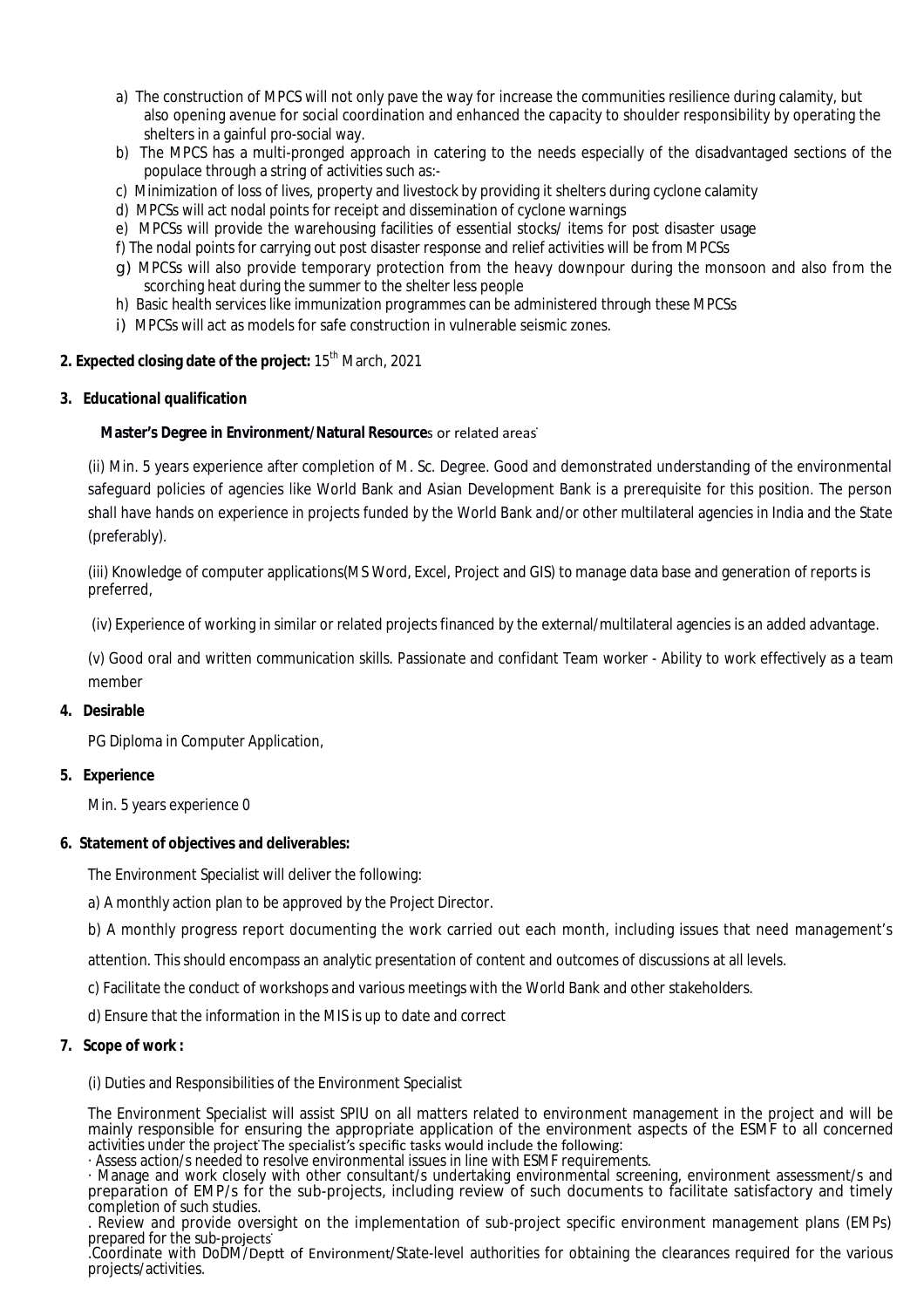a) The construction of MPCS will not only pave the way for increase the communities resilience during calamity, but also opening avenue for social coordination and enhanced the capacity to shoulder responsibility by operating the shelters in a gainful pro-social way.

b) The MPCS has a multi-pronged approach in catering to the needs especially of the disadvantaged sections of the populace through a string of activities such as:-

c) Minimization of loss of lives, property and livestock by providing it shelters during cyclone calamity

d) MPCSs will act nodal points for receipt and dissemination of cyclone warnings

e) MPCSs will provide the warehousing facilities of essential stocks/ items for post disaster usage

f) The nodal points for carrying out post disaster response and relief activities will be from MPCSs

g) MPCSs will also provide temporary protection from the heavy downpour during the monsoon and also from the scorching heat during the summer to the shelter less people

h) Basic health services like immunization programmes can be administered through these MPCSs

i) MPCSs will act as models for safe construction in vulnerable seismic zones.

**2. Expected closing date of the project:** 15th March, 2021

**3. Educational qualification**

**Master's Degree in Environment/Natural Resource**s or related areas.

(ii) Min. 5 years experience after completion of M. Sc. Degree. Good and demonstrated understanding of the environmental safeguard policies of agencies like World Bank and Asian Development Bank is a prerequisite for this position. The person shall have hands on experience in projects funded by the World Bank and/or other multilateral agencies in India and the State (preferably).

(iii) Knowledge of computer applications(MS Word, Excel, Project and GIS) to manage data base and generation of reports is preferred,

(iv) Experience of working in similar or related projects financed by the external/multilateral agencies is an added advantage.

(v) Good oral and written communication skills. Passionate and confidant Team worker - Ability to work effectively as a team member

**4. Desirable**

PG Diploma in Computer Application,

**5. Experience**

Min. 5 years experience 0

**6. Statement of objectives and deliverables:**

The Environment Specialist will deliver the following:

a) A monthly action plan to be approved by the Project Director.

b) A monthly progress report documenting the work carried out each month, including issues that need management's attention. This should encompass an analytic presentation of content and outcomes of discussions at all levels.

c) Facilitate the conduct of workshops and various meetings with the World Bank and other stakeholders.

d) Ensure that the information in the MIS is up to date and correct

**7. Scope of work :**

(i) Duties and Responsibilities of the Environment Specialist

The Environment Specialist will assist SPIU on all matters related to environment management in the project and will be mainly responsible for ensuring the appropriate application of the environment aspects of the ESMF to all concerned activities under the project. The specialist's specific tasks would include the following:

· Assess action/s needed to resolve environmental issues in line with ESMF requirements.

· Manage and work closely with other consultant/s undertaking environmental screening, environment assessment/s and preparation of EMP/s for the sub-projects, including review of such documents to facilitate satisfactory and timely completion of such studies.

. Review and provide oversight on the implementation of sub-project specific environment management plans (EMPs) prepared for the sub-projects.

.Coordinate with DoDM/Deptt of Environment/State-level authorities for obtaining the clearances required for the various projects/activities.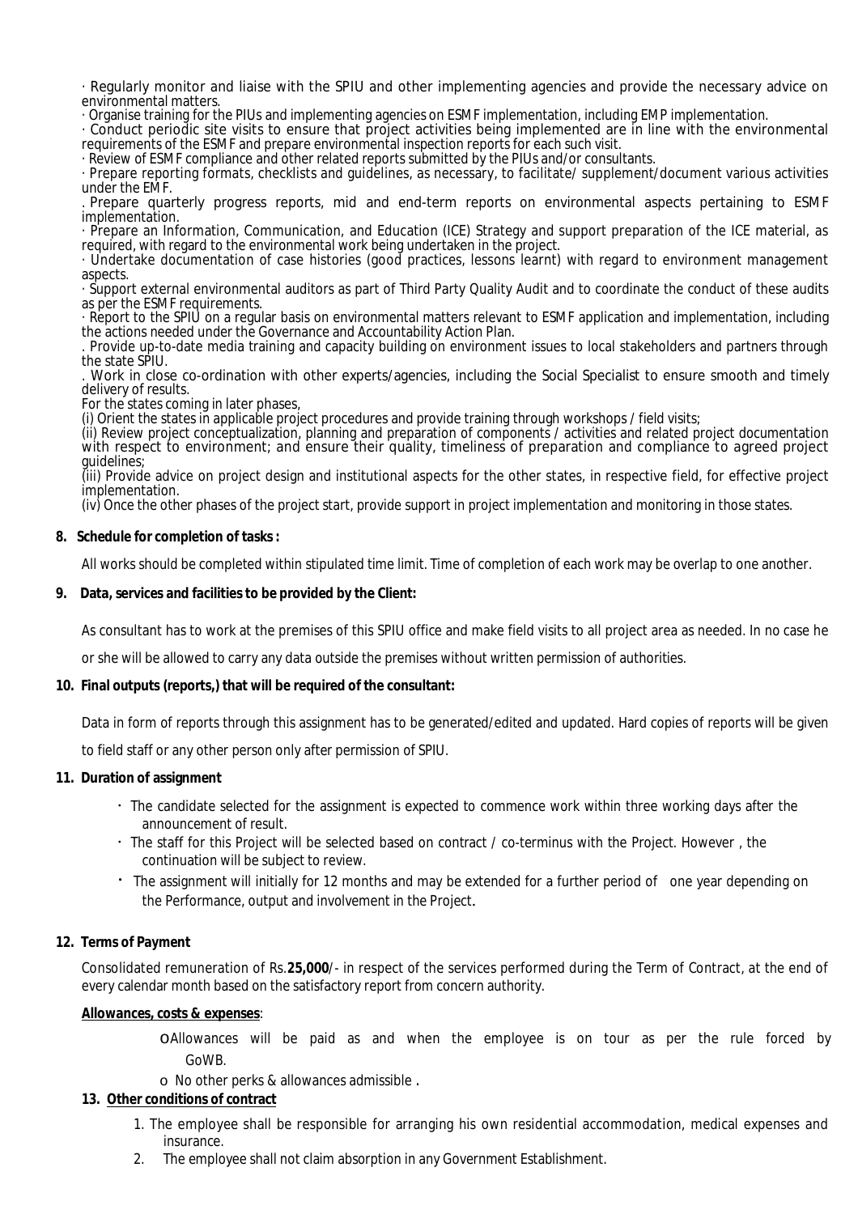· Regularly monitor and liaise with the SPIU and other implementing agencies and provide the necessary advice on environmental matters.

· Organise training for the PIUs and implementing agencies on ESMF implementation, including EMP implementation.

· Conduct periodic site visits to ensure that project activities being implemented are in line with the environmental requirements of the ESMF and prepare environmental inspection reports for each such visit.

· Review of ESMF compliance and other related reports submitted by the PIUs and/or consultants.

· Prepare reporting formats, checklists and guidelines, as necessary, to facilitate/ supplement/document various activities under the EMF.

. Prepare quarterly progress reports, mid and end-term reports on environmental aspects pertaining to ESMF implementation.

· Prepare an Information, Communication, and Education (ICE) Strategy and support preparation of the ICE material, as required, with regard to the environmental work being undertaken in the project.

· Undertake documentation of case histories (good practices, lessons learnt) with regard to environment management aspects.

· Support external environmental auditors as part of Third Party Quality Audit and to coordinate the conduct of these audits as per the ESMF requirements.

· Report to the SPIU on a regular basis on environmental matters relevant to ESMF application and implementation, including the actions needed under the Governance and Accountability Action Plan.

. Provide up-to-date media training and capacity building on environment issues to local stakeholders and partners through the state SPIU.

. Work in close co-ordination with other experts/agencies, including the Social Specialist to ensure smooth and timely delivery of results.

For the states coming in later phases,

(i) Orient the states in applicable project procedures and provide training through workshops / field visits;

(ii) Review project conceptualization, planning and preparation of components / activities and related project documentation with respect to environment; and ensure their quality, timeliness of preparation and compliance to agreed project guidelines;

(iii) Provide advice on project design and institutional aspects for the other states, in respective field, for effective project implementation.

(iv) Once the other phases of the project start, provide support in project implementation and monitoring in those states.

**8. Schedule for completion of tasks :**

All works should be completed within stipulated time limit. Time of completion of each work may be overlap to one another.

**9. Data, services and facilities to be provided by the Client:**

As consultant has to work at the premises of this SPIU office and make field visits to all project area as needed. In no case he or she will be allowed to carry any data outside the premises without written permission of authorities.

**10. Final outputs (reports,) that will be required of the consultant:**

Data in form of reports through this assignment has to be generated/edited and updated. Hard copies of reports will be given to field staff or any other person only after permission of SPIU.

**11. Duration of assignment**

- The candidate selected for the assignment is expected to commence work within three working days after the announcement of result.
- The staff for this Project will be selected based on contract / co-terminus with the Project. However , the continuation will be subject to review.
- The assignment will initially for 12 months and may be extended for a further period of one year depending on the Performance, output and involvement in the Project.

**12. Terms of Payment**

Consolidated remuneration of Rs.**25,000**/- in respect of the services performed during the Term of Contract, at the end of every calendar month based on the satisfactory report from concern authority.

**Allowances, costs & expenses**:

- Allowances will be paid as and when the employee is on tour as per the rule forced by GoWB.
- No other perks & allowances admissible .

**13. Other conditions of contract**

1. The employee shall be responsible for arranging his own residential accommodation, medical expenses and insurance.
2. The employee shall not claim absorption in any Government Establishment.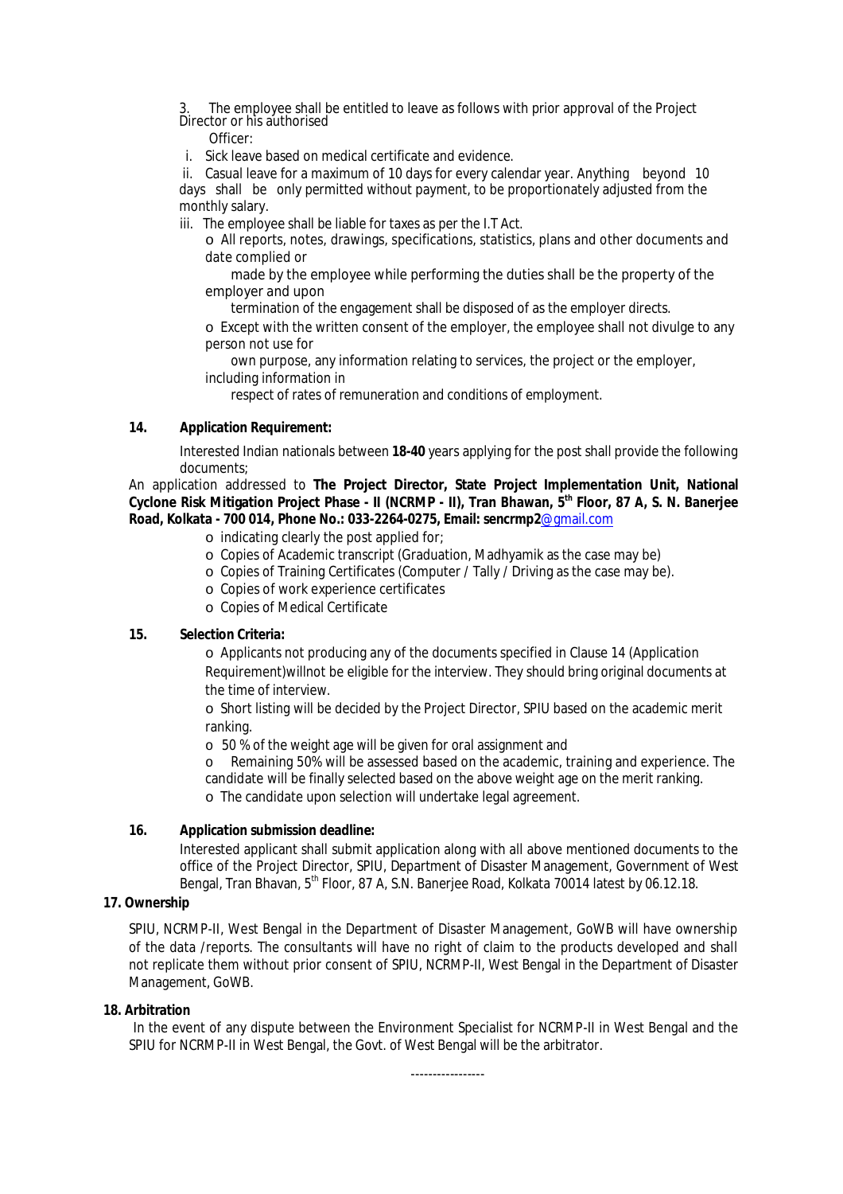3. The employee shall be entitled to leave as follows with prior approval of the Project Director or his authorised Officer:

i. Sick leave based on medical certificate and evidence.

ii. Casual leave for a maximum of 10 days for every calendar year. Anything beyond 10 days shall be only permitted without payment, to be proportionately adjusted from the monthly salary.

iii. The employee shall be liable for taxes as per the I.T Act.

- All reports, notes, drawings, specifications, statistics, plans and other documents and date complied or made by the employee while performing the duties shall be the property of the employer and upon termination of the engagement shall be disposed of as the employer directs.
- Except with the written consent of the employer, the employee shall not divulge to any person not use for own purpose, any information relating to services, the project or the employer, including information in respect of rates of remuneration and conditions of employment.

**14. Application Requirement:**

Interested Indian nationals between **18-40** years applying for the post shall provide the following documents;

An application addressed to **The Project Director, State Project Implementation Unit, National Cyclone Risk Mitigation Project Phase - II (NCRMP - II), Tran Bhawan, 5th Floor, 87 A, S. N. Banerjee Road, Kolkata - 700 014, Phone No.: 033-2264-0275, Email: sencrmp2**@gmail.com

- indicating clearly the post applied for;
- Copies of Academic transcript (Graduation, Madhyamik as the case may be)
- Copies of Training Certificates (Computer / Tally / Driving as the case may be).
- Copies of work experience certificates
- Copies of Medical Certificate

**15. Selection Criteria:**

- Applicants not producing any of the documents specified in Clause 14 (Application Requirement)willnot be eligible for the interview. They should bring original documents at the time of interview.
- Short listing will be decided by the Project Director, SPIU based on the academic merit ranking.
- 50 % of the weight age will be given for oral assignment and
- Remaining 50% will be assessed based on the academic, training and experience. The candidate will be finally selected based on the above weight age on the merit ranking.
- The candidate upon selection will undertake legal agreement.

**16. Application submission deadline:**

Interested applicant shall submit application along with all above mentioned documents to the office of the Project Director, SPIU, Department of Disaster Management, Government of West Bengal, Tran Bhavan, 5th Floor, 87 A, S.N. Banerjee Road, Kolkata 70014 latest by 06.12.18.

**17. Ownership**

SPIU, NCRMP-II, West Bengal in the Department of Disaster Management, GoWB will have ownership of the data /reports. The consultants will have no right of claim to the products developed and shall not replicate them without prior consent of SPIU, NCRMP-II, West Bengal in the Department of Disaster Management, GoWB.

**18. Arbitration**

In the event of any dispute between the Environment Specialist for NCRMP-II in West Bengal and the SPIU for NCRMP-II in West Bengal, the Govt. of West Bengal will be the arbitrator.

-----------------